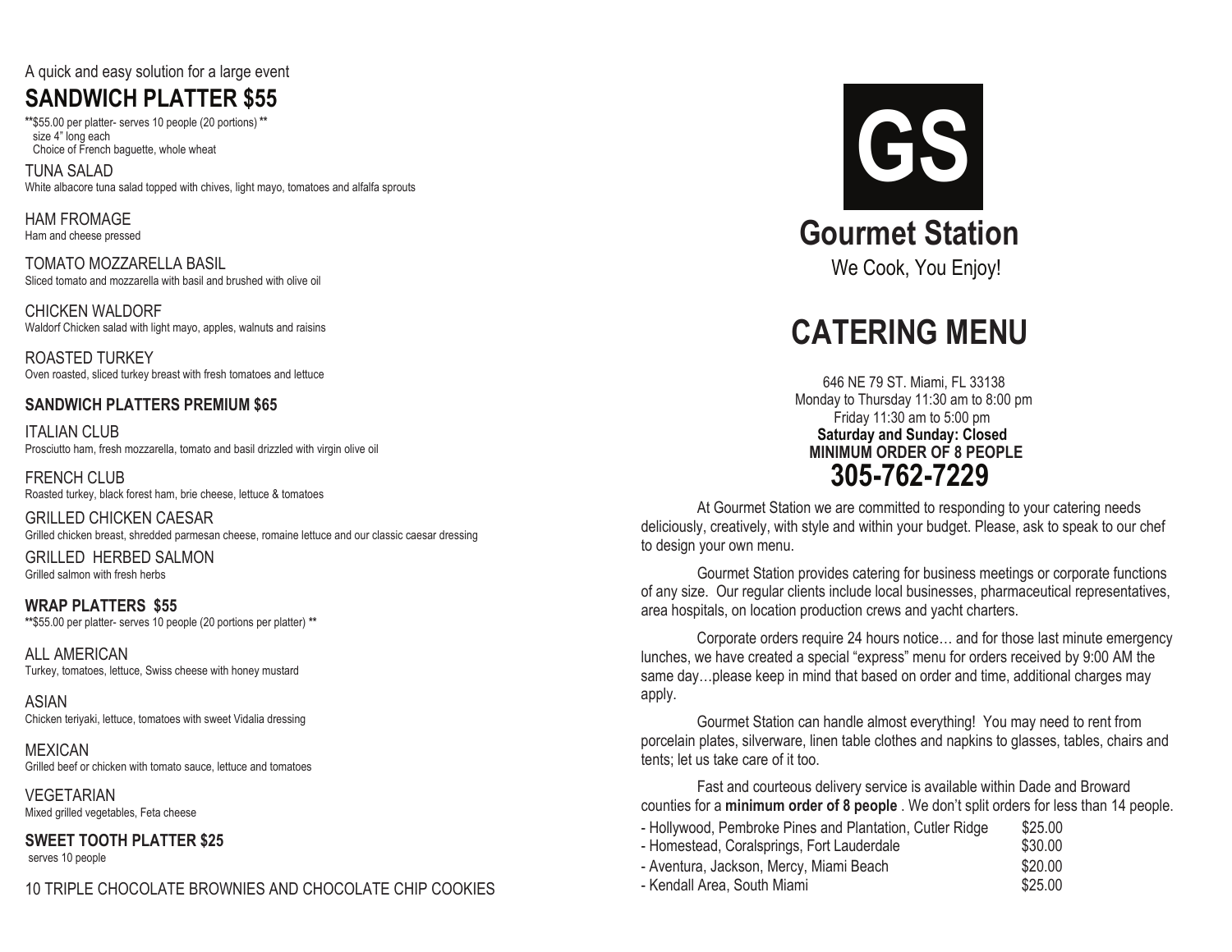A quick and easy solution for a large event

## SANDWICH PLATTER $55

**$55.00 per platter- serves 10 people (20 portions)**
size 4" long each
Choice of French baguette, whole wheat

TUNA SALAD
White albacore tuna salad topped with chives, light mayo, tomatoes and alfalfa sprouts

HAM FROMAGE
Ham and cheese pressed

TOMATO MOZZARELLA BASIL
Sliced tomato and mozzarella with basil and brushed with olive oil

CHICKEN WALDORF
Waldorf Chicken salad with light mayo, apples, walnuts and raisins

ROASTED TURKEY
Oven roasted, sliced turkey breast with fresh tomatoes and lettuce

### SANDWICH PLATTERS PREMIUM $65

ITALIAN CLUB
Prosciutto ham, fresh mozzarella, tomato and basil drizzled with virgin olive oil

FRENCH CLUB
Roasted turkey, black forest ham, brie cheese, lettuce & tomatoes

GRILLED CHICKEN CAESAR
Grilled chicken breast, shredded parmesan cheese, romaine lettuce and our classic caesar dressing

GRILLED HERBED SALMON
Grilled salmon with fresh herbs

### WRAP PLATTERS $55

**$55.00 per platter- serves 10 people (20 portions per platter)**

ALL AMERICAN
Turkey, tomatoes, lettuce, Swiss cheese with honey mustard

ASIAN
Chicken teriyaki, lettuce, tomatoes with sweet Vidalia dressing

MEXICAN
Grilled beef or chicken with tomato sauce, lettuce and tomatoes

VEGETARIAN
Mixed grilled vegetables, Feta cheese

### SWEET TOOTH PLATTER $25

serves 10 people

10 TRIPLE CHOCOLATE BROWNIES AND CHOCOLATE CHIP COOKIES

# GS

# Gourmet Station

We Cook, You Enjoy!

# CATERING MENU

646 NE 79 ST. Miami, FL 33138
Monday to Thursday 11:30 am to 8:00 pm
Friday 11:30 am to 5:00 pm
**Saturday and Sunday: Closed**
**MINIMUM ORDER OF 8 PEOPLE**

## 305-762-7229

At Gourmet Station we are committed to responding to your catering needs deliciously, creatively, with style and within your budget. Please, ask to speak to our chef to design your own menu.

Gourmet Station provides catering for business meetings or corporate functions of any size. Our regular clients include local businesses, pharmaceutical representatives, area hospitals, on location production crews and yacht charters.

Corporate orders require 24 hours notice… and for those last minute emergency lunches, we have created a special "express" menu for orders received by 9:00 AM the same day…please keep in mind that based on order and time, additional charges may apply.

Gourmet Station can handle almost everything! You may need to rent from porcelain plates, silverware, linen table clothes and napkins to glasses, tables, chairs and tents; let us take care of it too.

Fast and courteous delivery service is available within Dade and Broward counties for a **minimum order of 8 people** . We don't split orders for less than 14 people.

| | |
|---|---|
| - Hollywood, Pembroke Pines and Plantation, Cutler Ridge | $25.00 |
| - Homestead, Coralsprings, Fort Lauderdale | $30.00 |
| - Aventura, Jackson, Mercy, Miami Beach | $20.00 |
| - Kendall Area, South Miami | $25.00 |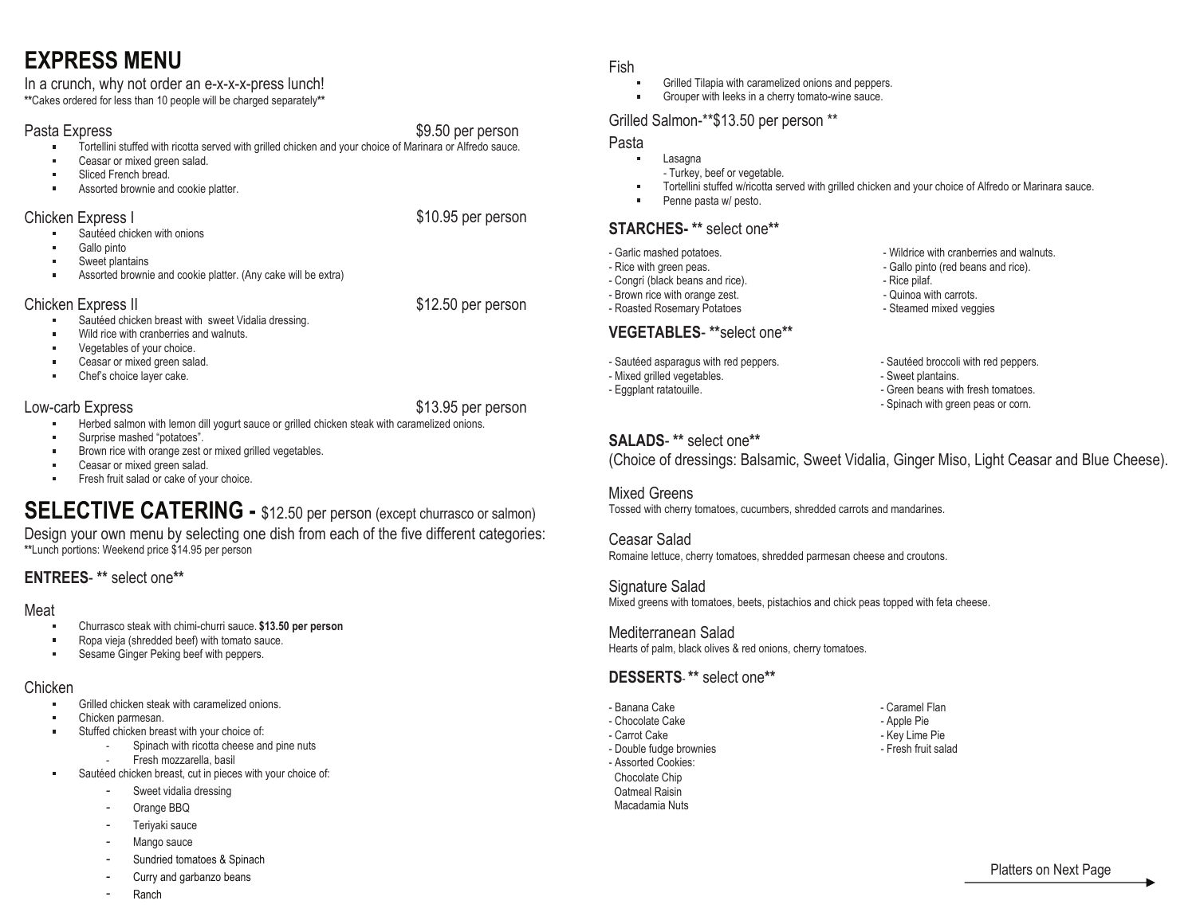# EXPRESS MENU

In a crunch, why not order an e-x-x-x-press lunch!

**Cakes ordered for less than 10 people will be charged separately**

## Pasta Express — $9.50 per person

- Tortellini stuffed with ricotta served with grilled chicken and your choice of Marinara or Alfredo sauce.
- Ceasar or mixed green salad.
- Sliced French bread.
- Assorted brownie and cookie platter.

## Chicken Express I — $10.95 per person

- Sautéed chicken with onions
- Gallo pinto
- Sweet plantains
- Assorted brownie and cookie platter. (Any cake will be extra)

## Chicken Express II — $12.50 per person

- Sautéed chicken breast with sweet Vidalia dressing.
- Wild rice with cranberries and walnuts.
- Vegetables of your choice.
- Ceasar or mixed green salad.
- Chef's choice layer cake.

## Low-carb Express — $13.95 per person

- Herbed salmon with lemon dill yogurt sauce or grilled chicken steak with caramelized onions.
- Surprise mashed "potatoes".
- Brown rice with orange zest or mixed grilled vegetables.
- Ceasar or mixed green salad.
- Fresh fruit salad or cake of your choice.

# SELECTIVE CATERING - $12.50 per person (except churrasco or salmon)

Design your own menu by selecting one dish from each of the five different categories:

**Lunch portions: Weekend price $14.95 per person

## ENTREES- ** select one**

### Meat

- Churrasco steak with chimi-churri sauce. **$13.50 per person**
- Ropa vieja (shredded beef) with tomato sauce.
- Sesame Ginger Peking beef with peppers.

### Chicken

- Grilled chicken steak with caramelized onions.
- Chicken parmesan.
- Stuffed chicken breast with your choice of:
  - Spinach with ricotta cheese and pine nuts
  - Fresh mozzarella, basil
- Sautéed chicken breast, cut in pieces with your choice of:
  - Sweet vidalia dressing
  - Orange BBQ
  - Teriyaki sauce
  - Mango sauce
  - Sundried tomatoes & Spinach
  - Curry and garbanzo beans
  - Ranch

### Fish

- Grilled Tilapia with caramelized onions and peppers.
- Grouper with leeks in a cherry tomato-wine sauce.

### Grilled Salmon-**$13.50 per person **

### Pasta

- Lasagna
  - Turkey, beef or vegetable.
- Tortellini stuffed w/ricotta served with grilled chicken and your choice of Alfredo or Marinara sauce.
- Penne pasta w/ pesto.

## STARCHES- ** select one**

- Garlic mashed potatoes.
- Rice with green peas.
- Congrí (black beans and rice).
- Brown rice with orange zest.
- Roasted Rosemary Potatoes
- Wildrice with cranberries and walnuts.
- Gallo pinto (red beans and rice).
- Rice pilaf.
- Quinoa with carrots.
- Steamed mixed veggies

## VEGETABLES- **select one**

- Sautéed asparagus with red peppers.
- Mixed grilled vegetables.
- Eggplant ratatouille.
- Sautéed broccoli with red peppers.
- Sweet plantains.
- Green beans with fresh tomatoes.
- Spinach with green peas or corn.

## SALADS- ** select one**

(Choice of dressings: Balsamic, Sweet Vidalia, Ginger Miso, Light Ceasar and Blue Cheese).

### Mixed Greens

Tossed with cherry tomatoes, cucumbers, shredded carrots and mandarines.

### Ceasar Salad

Romaine lettuce, cherry tomatoes, shredded parmesan cheese and croutons.

### Signature Salad

Mixed greens with tomatoes, beets, pistachios and chick peas topped with feta cheese.

### Mediterranean Salad

Hearts of palm, black olives & red onions, cherry tomatoes.

## DESSERTS- ** select one**

- Banana Cake
- Chocolate Cake
- Carrot Cake
- Double fudge brownies
- Assorted Cookies:
  - Chocolate Chip
  - Oatmeal Raisin
  - Macadamia Nuts
- Caramel Flan
- Apple Pie
- Key Lime Pie
- Fresh fruit salad

Platters on Next Page